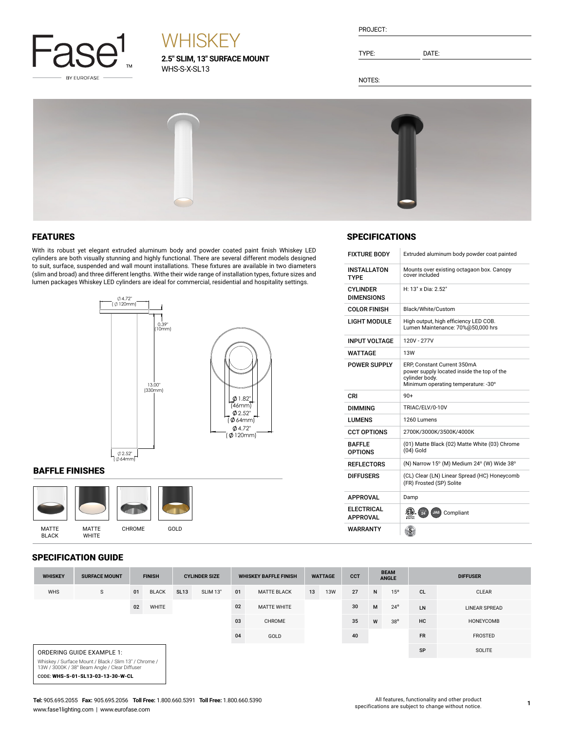Fase1 BY EUROFASE

# WHISKEY

**2.5" SLIM, 13" SURFACE MOUNT**
WHS-S-X-SL13

PROJECT:

TYPE: DATE:

NOTES:

## FEATURES

With its robust yet elegant extruded aluminum body and powder coated paint finish Whiskey LED cylinders are both visually stunning and highly functional. There are several different models designed to suit, surface, suspended and wall mount installations. These fixtures are available in two diameters (slim and broad) and three different lengths. Withe their wide range of installation types, fixture sizes and lumen packages Whiskey LED cylinders are ideal for commercial, residential and hospitality settings.

∅4.72" (∅120mm)
0.39" (10mm)
13.00" (330mm)
∅2.52" (∅64mm)

∅1.82" (46mm)
∅2.52" (∅64mm)
∅4.72" (∅120mm)

## BAFFLE FINISHES

MATTE BLACK | MATTE WHITE | CHROME | GOLD

## SPECIFICATIONS

| | |
|---|---|
| FIXTURE BODY | Extruded aluminum body powder coat painted |
| INSTALLATON TYPE | Mounts over existing octagaon box. Canopy cover included |
| CYLINDER DIMENSIONS | H: 13" x Dia: 2.52" |
| COLOR FINISH | Black/White/Custom |
| LIGHT MODULE | High output, high efficiency LED COB. Lumen Maintenance: 70%@50,000 hrs |
| INPUT VOLTAGE | 120V - 277V |
| WATTAGE | 13W |
| POWER SUPPLY | ERP, Constant Current 350mA power supply located inside the top of the cylinder body. Minimum operating temperature: -30° |
| CRI | 90+ |
| DIMMING | TRIAC/ELV/0-10V |
| LUMENS | 1260 Lumens |
| CCT OPTIONS | 2700K/3000K/3500K/4000K |
| BAFFLE OPTIONS | (01) Matte Black (02) Matte White (03) Chrome (04) Gold |
| REFLECTORS | (N) Narrow 15° (M) Medium 24° (W) Wide 38° |
| DIFFUSERS | (CL) Clear (LN) Linear Spread (HC) Honeycomb (FR) Frosted (SP) Solite |
| APPROVAL | Damp |
| ELECTRICAL APPROVAL | 24 JA8 Compliant |
| WARRANTY | 5 |

## SPECIFICATION GUIDE

| WHISKEY | SURFACE MOUNT | FINISH | | CYLINDER SIZE | | WHISKEY BAFFLE FINISH | | WATTAGE | | CCT | BEAM ANGLE | | DIFFUSER | |
|---|---|---|---|---|---|---|---|---|---|---|---|---|---|---|
| WHS | S | 01 | BLACK | SL13 | SLIM 13" | 01 | MATTE BLACK | 13 | 13W | 27 | N | 15° | CL | CLEAR |
| | | 02 | WHITE | | | 02 | MATTE WHITE | | | 30 | M | 24° | LN | LINEAR SPREAD |
| | | | | | | 03 | CHROME | | | 35 | W | 38° | HC | HONEYCOMB |
| | | | | | | 04 | GOLD | | | 40 | | | FR | FROSTED |
| | | | | | | | | | | | | | SP | SOLITE |

ORDERING GUIDE EXAMPLE 1:

Whiskey / Surface Mount / Black / Slim 13" / Chrome / 13W / 3000K / 38° Beam Angle / Clear Diffuser

CODE: **WHS-S-01-SL13-03-13-30-W-CL**

**Tel:** 905.695.2055 **Fax:** 905.695.2056 **Toll Free:** 1.800.660.5391 **Toll Free:** 1.800.660.5390
www.fase1lighting.com | www.eurofase.com

All features, functionality and other product specifications are subject to change without notice.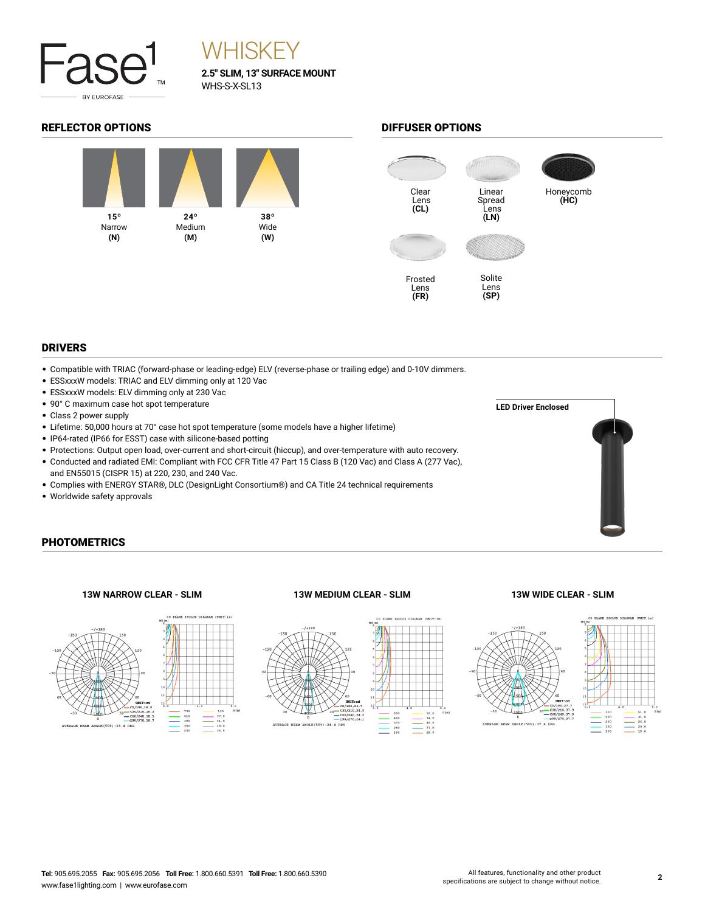Fase1 BY EUROFASE

# WHISKEY

**2.5" SLIM, 13" SURFACE MOUNT**
WHS-S-X-SL13

## REFLECTOR OPTIONS

**15°**
Narrow
**(N)**

**24°**
Medium
**(M)**

**38°**
Wide
**(W)**

## DIFFUSER OPTIONS

Clear Lens **(CL)**

Linear Spread Lens **(LN)**

Honeycomb **(HC)**

Frosted Lens **(FR)**

Solite Lens **(SP)**

## DRIVERS

- Compatible with TRIAC (forward-phase or leading-edge) ELV (reverse-phase or trailing edge) and 0-10V dimmers.
- ESSxxxW models: TRIAC and ELV dimming only at 120 Vac
- ESSxxxW models: ELV dimming only at 230 Vac
- 90° C maximum case hot spot temperature
- Class 2 power supply
- Lifetime: 50,000 hours at 70° case hot spot temperature (some models have a higher lifetime)
- IP64-rated (IP66 for ESST) case with silicone-based potting
- Protections: Output open load, over-current and short-circuit (hiccup), and over-temperature with auto recovery.
- Conducted and radiated EMI: Compliant with FCC CFR Title 47 Part 15 Class B (120 Vac) and Class A (277 Vac), and EN55015 (CISPR 15) at 220, 230, and 240 Vac.
- Complies with ENERGY STAR®, DLC (DesignLight Consortium®) and CA Title 24 technical requirements
- Worldwide safety approvals

**LED Driver Enclosed**

## PHOTOMETRICS

**13W NARROW CLEAR - SLIM**

AVERAGE BEAM ANGLE(50%):18.4 DEG

**13W MEDIUM CLEAR - SLIM**

AVERAGE BEAM ANGLE(50%):24.4 DEG

**13W WIDE CLEAR - SLIM**

AVERAGE BEAM ANGLE(50%):37.8 DEG

**Tel:** 905.695.2055 **Fax:** 905.695.2056 **Toll Free:** 1.800.660.5391 **Toll Free:** 1.800.660.5390
www.fase1lighting.com | www.eurofase.com

All features, functionality and other product specifications are subject to change without notice.